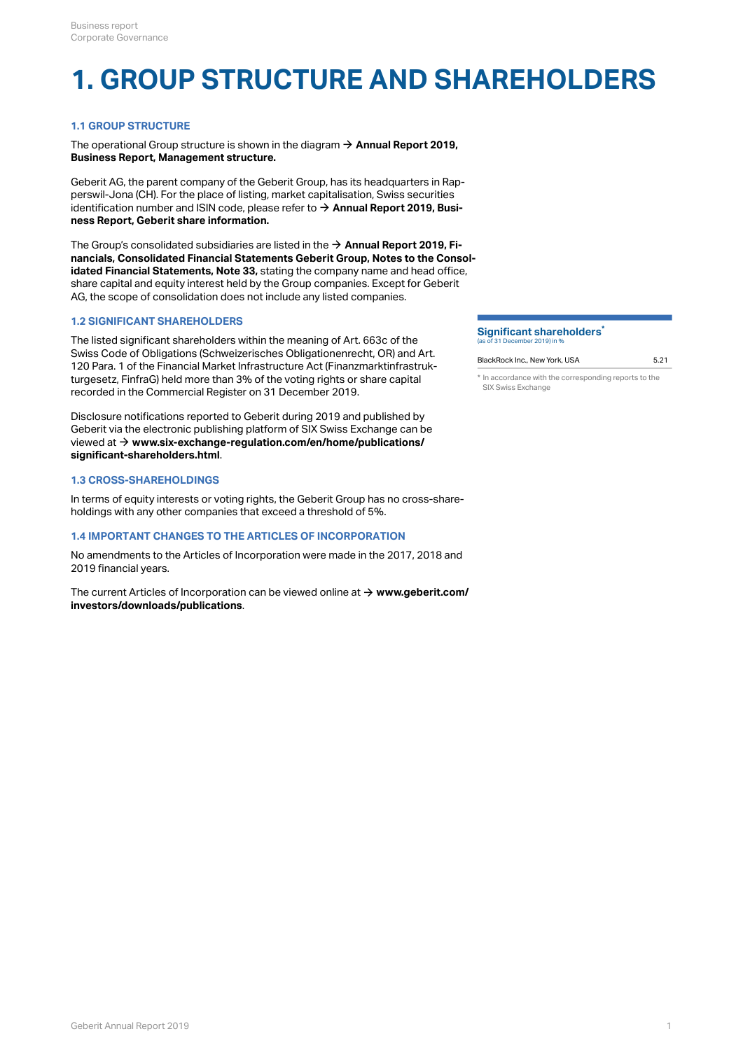# 1. GROUP STRUCTURE AND SHAREHOLDERS

### 1.1 GROUP STRUCTURE

The operational Group structure is shown in the diagram → **Annual Report 2019, Business Report, Management structure.**

Geberit AG, the parent company of the Geberit Group, has its headquarters in Rapperswil-Jona (CH). For the place of listing, market capitalisation, Swiss securities identification number and ISIN code, please refer to → **Annual Report 2019, Business Report, Geberit share information.**

The Group's consolidated subsidiaries are listed in the → **Annual Report 2019, Financials, Consolidated Financial Statements Geberit Group, Notes to the Consolidated Financial Statements, Note 33,** stating the company name and head office, share capital and equity interest held by the Group companies. Except for Geberit AG, the scope of consolidation does not include any listed companies.

### 1.2 SIGNIFICANT SHAREHOLDERS

The listed significant shareholders within the meaning of Art. 663c of the Swiss Code of Obligations (Schweizerisches Obligationenrecht, OR) and Art. 120 Para. 1 of the Financial Market Infrastructure Act (Finanzmarktinfrastrukturgesetz, FinfraG) held more than 3% of the voting rights or share capital recorded in the Commercial Register on 31 December 2019.

Disclosure notifications reported to Geberit during 2019 and published by Geberit via the electronic publishing platform of SIX Swiss Exchange can be viewed at → **www.six-exchange-regulation.com/en/home/publications/significant-shareholders.html**.

**Significant shareholders***
(as of 31 December 2019) in %

| | |
|---|---|
| BlackRock Inc., New York, USA | 5.21 |

* In accordance with the corresponding reports to the SIX Swiss Exchange

### 1.3 CROSS-SHAREHOLDINGS

In terms of equity interests or voting rights, the Geberit Group has no cross-shareholdings with any other companies that exceed a threshold of 5%.

### 1.4 IMPORTANT CHANGES TO THE ARTICLES OF INCORPORATION

No amendments to the Articles of Incorporation were made in the 2017, 2018 and 2019 financial years.

The current Articles of Incorporation can be viewed online at → **www.geberit.com/investors/downloads/publications**.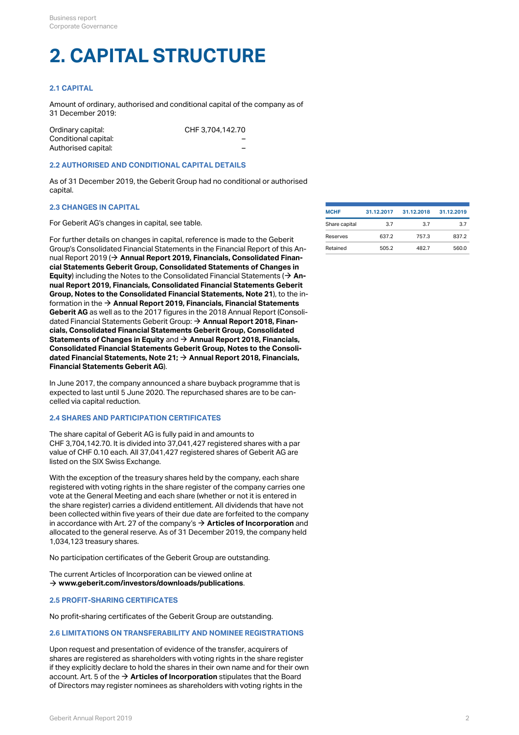# 2. CAPITAL STRUCTURE

### 2.1 CAPITAL

Amount of ordinary, authorised and conditional capital of the company as of 31 December 2019:

| | |
|---|---|
| Ordinary capital: | CHF 3,704,142.70 |
| Conditional capital: | – |
| Authorised capital: | – |

### 2.2 AUTHORISED AND CONDITIONAL CAPITAL DETAILS

As of 31 December 2019, the Geberit Group had no conditional or authorised capital.

### 2.3 CHANGES IN CAPITAL

For Geberit AG's changes in capital, see table.

| MCHF | 31.12.2017 | 31.12.2018 | 31.12.2019 |
|---|---|---|---|
| Share capital | 3.7 | 3.7 | 3.7 |
| Reserves | 637.2 | 757.3 | 837.2 |
| Retained | 505.2 | 482.7 | 560.0 |

For further details on changes in capital, reference is made to the Geberit Group's Consolidated Financial Statements in the Financial Report of this Annual Report 2019 (→ **Annual Report 2019, Financials, Consolidated Financial Statements Geberit Group, Consolidated Statements of Changes in Equity**) including the Notes to the Consolidated Financial Statements (→ **Annual Report 2019, Financials, Consolidated Financial Statements Geberit Group, Notes to the Consolidated Financial Statements, Note 21**), to the information in the → **Annual Report 2019, Financials, Financial Statements Geberit AG** as well as to the 2017 figures in the 2018 Annual Report (Consolidated Financial Statements Geberit Group: → **Annual Report 2018, Financials, Consolidated Financial Statements Geberit Group, Consolidated Statements of Changes in Equity** and → **Annual Report 2018, Financials, Consolidated Financial Statements Geberit Group, Notes to the Consolidated Financial Statements, Note 21;** → **Annual Report 2018, Financials, Financial Statements Geberit AG**).

In June 2017, the company announced a share buyback programme that is expected to last until 5 June 2020. The repurchased shares are to be cancelled via capital reduction.

### 2.4 SHARES AND PARTICIPATION CERTIFICATES

The share capital of Geberit AG is fully paid in and amounts to CHF 3,704,142.70. It is divided into 37,041,427 registered shares with a par value of CHF 0.10 each. All 37,041,427 registered shares of Geberit AG are listed on the SIX Swiss Exchange.

With the exception of the treasury shares held by the company, each share registered with voting rights in the share register of the company carries one vote at the General Meeting and each share (whether or not it is entered in the share register) carries a dividend entitlement. All dividends that have not been collected within five years of their due date are forfeited to the company in accordance with Art. 27 of the company's → **Articles of Incorporation** and allocated to the general reserve. As of 31 December 2019, the company held 1,034,123 treasury shares.

No participation certificates of the Geberit Group are outstanding.

The current Articles of Incorporation can be viewed online at → **www.geberit.com/investors/downloads/publications**.

### 2.5 PROFIT-SHARING CERTIFICATES

No profit-sharing certificates of the Geberit Group are outstanding.

### 2.6 LIMITATIONS ON TRANSFERABILITY AND NOMINEE REGISTRATIONS

Upon request and presentation of evidence of the transfer, acquirers of shares are registered as shareholders with voting rights in the share register if they explicitly declare to hold the shares in their own name and for their own account. Art. 5 of the → **Articles of Incorporation** stipulates that the Board of Directors may register nominees as shareholders with voting rights in the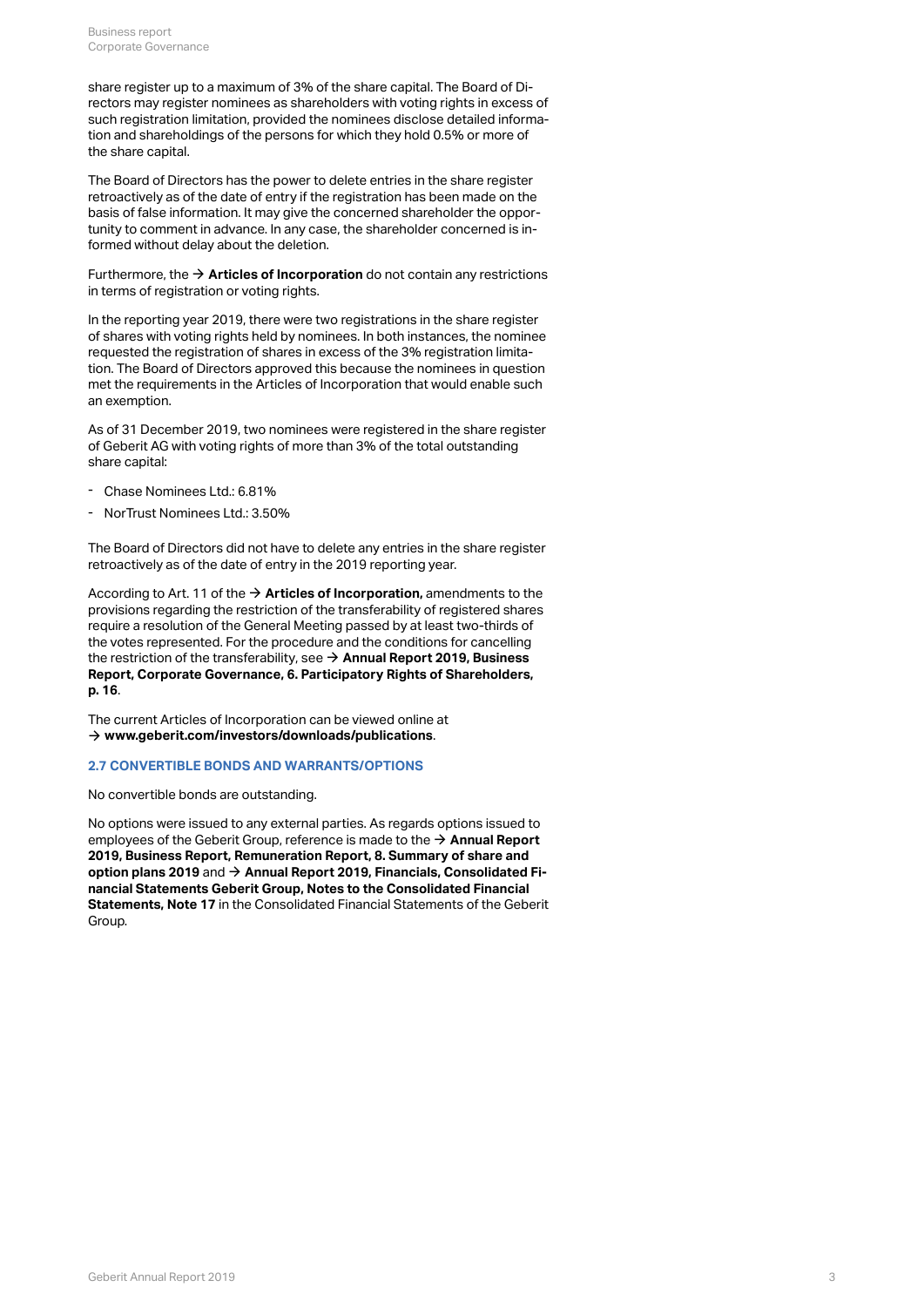share register up to a maximum of 3% of the share capital. The Board of Directors may register nominees as shareholders with voting rights in excess of such registration limitation, provided the nominees disclose detailed information and shareholdings of the persons for which they hold 0.5% or more of the share capital.

The Board of Directors has the power to delete entries in the share register retroactively as of the date of entry if the registration has been made on the basis of false information. It may give the concerned shareholder the opportunity to comment in advance. In any case, the shareholder concerned is informed without delay about the deletion.

Furthermore, the → **Articles of Incorporation** do not contain any restrictions in terms of registration or voting rights.

In the reporting year 2019, there were two registrations in the share register of shares with voting rights held by nominees. In both instances, the nominee requested the registration of shares in excess of the 3% registration limitation. The Board of Directors approved this because the nominees in question met the requirements in the Articles of Incorporation that would enable such an exemption.

As of 31 December 2019, two nominees were registered in the share register of Geberit AG with voting rights of more than 3% of the total outstanding share capital:

- Chase Nominees Ltd.: 6.81%
- NorTrust Nominees Ltd.: 3.50%

The Board of Directors did not have to delete any entries in the share register retroactively as of the date of entry in the 2019 reporting year.

According to Art. 11 of the → **Articles of Incorporation,** amendments to the provisions regarding the restriction of the transferability of registered shares require a resolution of the General Meeting passed by at least two-thirds of the votes represented. For the procedure and the conditions for cancelling the restriction of the transferability, see → **Annual Report 2019, Business Report, Corporate Governance, 6. Participatory Rights of Shareholders, p. 16**.

The current Articles of Incorporation can be viewed online at → **www.geberit.com/investors/downloads/publications**.

### 2.7 CONVERTIBLE BONDS AND WARRANTS/OPTIONS

No convertible bonds are outstanding.

No options were issued to any external parties. As regards options issued to employees of the Geberit Group, reference is made to the → **Annual Report 2019, Business Report, Remuneration Report, 8. Summary of share and option plans 2019** and → **Annual Report 2019, Financials, Consolidated Financial Statements Geberit Group, Notes to the Consolidated Financial Statements, Note 17** in the Consolidated Financial Statements of the Geberit Group.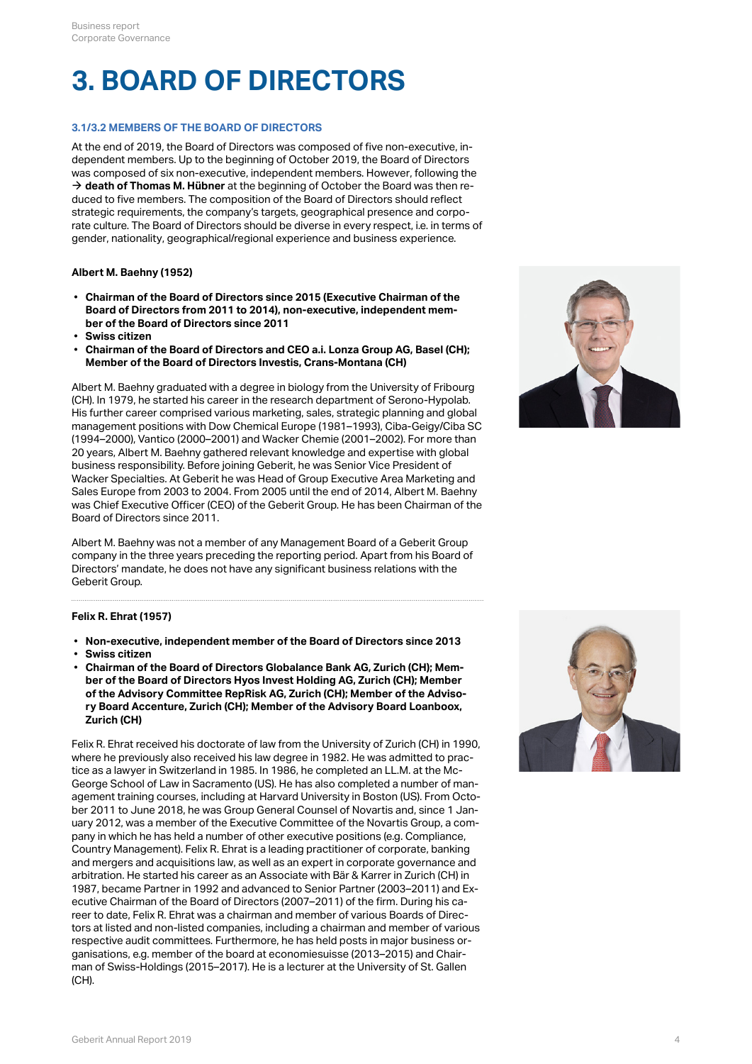# 3. BOARD OF DIRECTORS

### 3.1/3.2 MEMBERS OF THE BOARD OF DIRECTORS

At the end of 2019, the Board of Directors was composed of five non-executive, independent members. Up to the beginning of October 2019, the Board of Directors was composed of six non-executive, independent members. However, following the → **death of Thomas M. Hübner** at the beginning of October the Board was then reduced to five members. The composition of the Board of Directors should reflect strategic requirements, the company's targets, geographical presence and corporate culture. The Board of Directors should be diverse in every respect, i.e. in terms of gender, nationality, geographical/regional experience and business experience.

**Albert M. Baehny (1952)**

- **Chairman of the Board of Directors since 2015 (Executive Chairman of the Board of Directors from 2011 to 2014), non-executive, independent member of the Board of Directors since 2011**
- **Swiss citizen**
- **Chairman of the Board of Directors and CEO a.i. Lonza Group AG, Basel (CH); Member of the Board of Directors Investis, Crans-Montana (CH)**

Albert M. Baehny graduated with a degree in biology from the University of Fribourg (CH). In 1979, he started his career in the research department of Serono-Hypolab. His further career comprised various marketing, sales, strategic planning and global management positions with Dow Chemical Europe (1981–1993), Ciba-Geigy/Ciba SC (1994–2000), Vantico (2000–2001) and Wacker Chemie (2001–2002). For more than 20 years, Albert M. Baehny gathered relevant knowledge and expertise with global business responsibility. Before joining Geberit, he was Senior Vice President of Wacker Specialties. At Geberit he was Head of Group Executive Area Marketing and Sales Europe from 2003 to 2004. From 2005 until the end of 2014, Albert M. Baehny was Chief Executive Officer (CEO) of the Geberit Group. He has been Chairman of the Board of Directors since 2011.

Albert M. Baehny was not a member of any Management Board of a Geberit Group company in the three years preceding the reporting period. Apart from his Board of Directors' mandate, he does not have any significant business relations with the Geberit Group.

**Felix R. Ehrat (1957)**

- **Non-executive, independent member of the Board of Directors since 2013**
- **Swiss citizen**
- **Chairman of the Board of Directors Globalance Bank AG, Zurich (CH); Member of the Board of Directors Hyos Invest Holding AG, Zurich (CH); Member of the Advisory Committee RepRisk AG, Zurich (CH); Member of the Advisory Board Accenture, Zurich (CH); Member of the Advisory Board Loanboox, Zurich (CH)**

Felix R. Ehrat received his doctorate of law from the University of Zurich (CH) in 1990, where he previously also received his law degree in 1982. He was admitted to practice as a lawyer in Switzerland in 1985. In 1986, he completed an LL.M. at the McGeorge School of Law in Sacramento (US). He has also completed a number of management training courses, including at Harvard University in Boston (US). From October 2011 to June 2018, he was Group General Counsel of Novartis and, since 1 January 2012, was a member of the Executive Committee of the Novartis Group, a company in which he has held a number of other executive positions (e.g. Compliance, Country Management). Felix R. Ehrat is a leading practitioner of corporate, banking and mergers and acquisitions law, as well as an expert in corporate governance and arbitration. He started his career as an Associate with Bär & Karrer in Zurich (CH) in 1987, became Partner in 1992 and advanced to Senior Partner (2003–2011) and Executive Chairman of the Board of Directors (2007–2011) of the firm. During his career to date, Felix R. Ehrat was a chairman and member of various Boards of Directors at listed and non-listed companies, including a chairman and member of various respective audit committees. Furthermore, he has held posts in major business organisations, e.g. member of the board at economiesuisse (2013–2015) and Chairman of Swiss-Holdings (2015–2017). He is a lecturer at the University of St. Gallen (CH).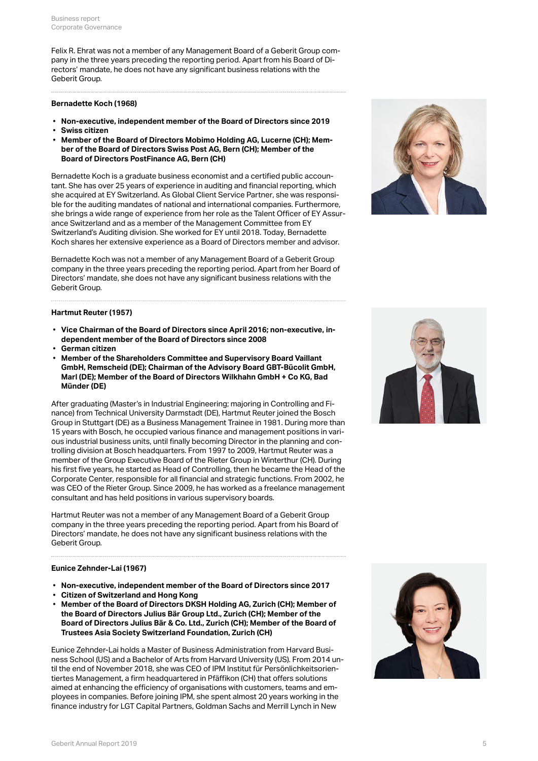Felix R. Ehrat was not a member of any Management Board of a Geberit Group company in the three years preceding the reporting period. Apart from his Board of Directors' mandate, he does not have any significant business relations with the Geberit Group.

#### Bernadette Koch (1968)

- **Non-executive, independent member of the Board of Directors since 2019**
- **Swiss citizen**
- **Member of the Board of Directors Mobimo Holding AG, Lucerne (CH); Member of the Board of Directors Swiss Post AG, Bern (CH); Member of the Board of Directors PostFinance AG, Bern (CH)**

Bernadette Koch is a graduate business economist and a certified public accountant. She has over 25 years of experience in auditing and financial reporting, which she acquired at EY Switzerland. As Global Client Service Partner, she was responsible for the auditing mandates of national and international companies. Furthermore, she brings a wide range of experience from her role as the Talent Officer of EY Assurance Switzerland and as a member of the Management Committee from EY Switzerland's Auditing division. She worked for EY until 2018. Today, Bernadette Koch shares her extensive experience as a Board of Directors member and advisor.

Bernadette Koch was not a member of any Management Board of a Geberit Group company in the three years preceding the reporting period. Apart from her Board of Directors' mandate, she does not have any significant business relations with the Geberit Group.

#### Hartmut Reuter (1957)

- **Vice Chairman of the Board of Directors since April 2016; non-executive, independent member of the Board of Directors since 2008**
- **German citizen**
- **Member of the Shareholders Committee and Supervisory Board Vaillant GmbH, Remscheid (DE); Chairman of the Advisory Board GBT-Bücolit GmbH, Marl (DE); Member of the Board of Directors Wilkhahn GmbH + Co KG, Bad Münder (DE)**

After graduating (Master's in Industrial Engineering; majoring in Controlling and Finance) from Technical University Darmstadt (DE), Hartmut Reuter joined the Bosch Group in Stuttgart (DE) as a Business Management Trainee in 1981. During more than 15 years with Bosch, he occupied various finance and management positions in various industrial business units, until finally becoming Director in the planning and controlling division at Bosch headquarters. From 1997 to 2009, Hartmut Reuter was a member of the Group Executive Board of the Rieter Group in Winterthur (CH). During his first five years, he started as Head of Controlling, then he became the Head of the Corporate Center, responsible for all financial and strategic functions. From 2002, he was CEO of the Rieter Group. Since 2009, he has worked as a freelance management consultant and has held positions in various supervisory boards.

Hartmut Reuter was not a member of any Management Board of a Geberit Group company in the three years preceding the reporting period. Apart from his Board of Directors' mandate, he does not have any significant business relations with the Geberit Group.

#### Eunice Zehnder-Lai (1967)

- **Non-executive, independent member of the Board of Directors since 2017**
- **Citizen of Switzerland and Hong Kong**
- **Member of the Board of Directors DKSH Holding AG, Zurich (CH); Member of the Board of Directors Julius Bär Group Ltd., Zurich (CH); Member of the Board of Directors Julius Bär & Co. Ltd., Zurich (CH); Member of the Board of Trustees Asia Society Switzerland Foundation, Zurich (CH)**

Eunice Zehnder-Lai holds a Master of Business Administration from Harvard Business School (US) and a Bachelor of Arts from Harvard University (US). From 2014 until the end of November 2018, she was CEO of IPM Institut für Persönlichkeitsorientiertes Management, a firm headquartered in Pfäffikon (CH) that offers solutions aimed at enhancing the efficiency of organisations with customers, teams and employees in companies. Before joining IPM, she spent almost 20 years working in the finance industry for LGT Capital Partners, Goldman Sachs and Merrill Lynch in New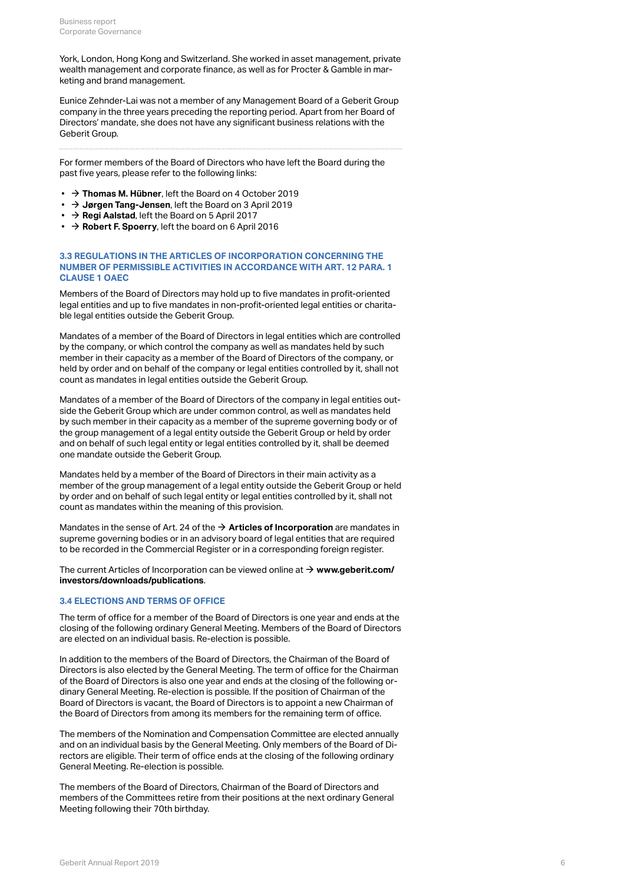York, London, Hong Kong and Switzerland. She worked in asset management, private wealth management and corporate finance, as well as for Procter & Gamble in marketing and brand management.

Eunice Zehnder-Lai was not a member of any Management Board of a Geberit Group company in the three years preceding the reporting period. Apart from her Board of Directors' mandate, she does not have any significant business relations with the Geberit Group.

For former members of the Board of Directors who have left the Board during the past five years, please refer to the following links:

- → **Thomas M. Hübner**, left the Board on 4 October 2019
- → **Jørgen Tang-Jensen**, left the Board on 3 April 2019
- → **Regi Aalstad**, left the Board on 5 April 2017
- → **Robert F. Spoerry**, left the board on 6 April 2016

### 3.3 REGULATIONS IN THE ARTICLES OF INCORPORATION CONCERNING THE NUMBER OF PERMISSIBLE ACTIVITIES IN ACCORDANCE WITH ART. 12 PARA. 1 CLAUSE 1 OAEC

Members of the Board of Directors may hold up to five mandates in profit-oriented legal entities and up to five mandates in non-profit-oriented legal entities or charitable legal entities outside the Geberit Group.

Mandates of a member of the Board of Directors in legal entities which are controlled by the company, or which control the company as well as mandates held by such member in their capacity as a member of the Board of Directors of the company, or held by order and on behalf of the company or legal entities controlled by it, shall not count as mandates in legal entities outside the Geberit Group.

Mandates of a member of the Board of Directors of the company in legal entities outside the Geberit Group which are under common control, as well as mandates held by such member in their capacity as a member of the supreme governing body or of the group management of a legal entity outside the Geberit Group or held by order and on behalf of such legal entity or legal entities controlled by it, shall be deemed one mandate outside the Geberit Group.

Mandates held by a member of the Board of Directors in their main activity as a member of the group management of a legal entity outside the Geberit Group or held by order and on behalf of such legal entity or legal entities controlled by it, shall not count as mandates within the meaning of this provision.

Mandates in the sense of Art. 24 of the → **Articles of Incorporation** are mandates in supreme governing bodies or in an advisory board of legal entities that are required to be recorded in the Commercial Register or in a corresponding foreign register.

The current Articles of Incorporation can be viewed online at → **www.geberit.com/investors/downloads/publications**.

### 3.4 ELECTIONS AND TERMS OF OFFICE

The term of office for a member of the Board of Directors is one year and ends at the closing of the following ordinary General Meeting. Members of the Board of Directors are elected on an individual basis. Re-election is possible.

In addition to the members of the Board of Directors, the Chairman of the Board of Directors is also elected by the General Meeting. The term of office for the Chairman of the Board of Directors is also one year and ends at the closing of the following ordinary General Meeting. Re-election is possible. If the position of Chairman of the Board of Directors is vacant, the Board of Directors is to appoint a new Chairman of the Board of Directors from among its members for the remaining term of office.

The members of the Nomination and Compensation Committee are elected annually and on an individual basis by the General Meeting. Only members of the Board of Directors are eligible. Their term of office ends at the closing of the following ordinary General Meeting. Re-election is possible.

The members of the Board of Directors, Chairman of the Board of Directors and members of the Committees retire from their positions at the next ordinary General Meeting following their 70th birthday.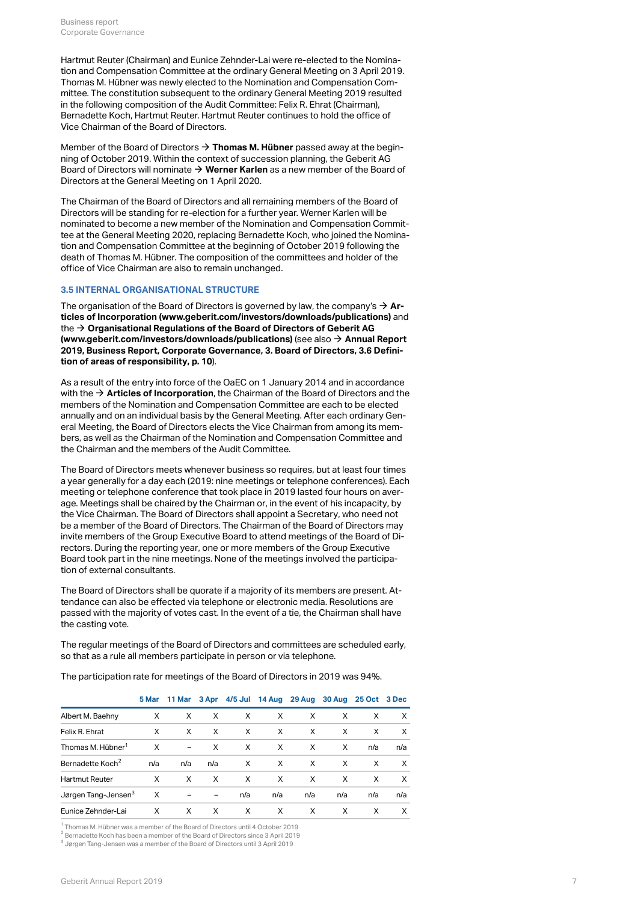Hartmut Reuter (Chairman) and Eunice Zehnder-Lai were re-elected to the Nomination and Compensation Committee at the ordinary General Meeting on 3 April 2019. Thomas M. Hübner was newly elected to the Nomination and Compensation Committee. The constitution subsequent to the ordinary General Meeting 2019 resulted in the following composition of the Audit Committee: Felix R. Ehrat (Chairman), Bernadette Koch, Hartmut Reuter. Hartmut Reuter continues to hold the office of Vice Chairman of the Board of Directors.

Member of the Board of Directors → **Thomas M. Hübner** passed away at the beginning of October 2019. Within the context of succession planning, the Geberit AG Board of Directors will nominate → **Werner Karlen** as a new member of the Board of Directors at the General Meeting on 1 April 2020.

The Chairman of the Board of Directors and all remaining members of the Board of Directors will be standing for re-election for a further year. Werner Karlen will be nominated to become a new member of the Nomination and Compensation Committee at the General Meeting 2020, replacing Bernadette Koch, who joined the Nomination and Compensation Committee at the beginning of October 2019 following the death of Thomas M. Hübner. The composition of the committees and holder of the office of Vice Chairman are also to remain unchanged.

### 3.5 INTERNAL ORGANISATIONAL STRUCTURE

The organisation of the Board of Directors is governed by law, the company's → **Articles of Incorporation (www.geberit.com/investors/downloads/publications)** and the → **Organisational Regulations of the Board of Directors of Geberit AG (www.geberit.com/investors/downloads/publications)** (see also → **Annual Report 2019, Business Report, Corporate Governance, 3. Board of Directors, 3.6 Definition of areas of responsibility, p. 10**).

As a result of the entry into force of the OaEC on 1 January 2014 and in accordance with the → **Articles of Incorporation**, the Chairman of the Board of Directors and the members of the Nomination and Compensation Committee are each to be elected annually and on an individual basis by the General Meeting. After each ordinary General Meeting, the Board of Directors elects the Vice Chairman from among its members, as well as the Chairman of the Nomination and Compensation Committee and the Chairman and the members of the Audit Committee.

The Board of Directors meets whenever business so requires, but at least four times a year generally for a day each (2019: nine meetings or telephone conferences). Each meeting or telephone conference that took place in 2019 lasted four hours on average. Meetings shall be chaired by the Chairman or, in the event of his incapacity, by the Vice Chairman. The Board of Directors shall appoint a Secretary, who need not be a member of the Board of Directors. The Chairman of the Board of Directors may invite members of the Group Executive Board to attend meetings of the Board of Directors. During the reporting year, one or more members of the Group Executive Board took part in the nine meetings. None of the meetings involved the participation of external consultants.

The Board of Directors shall be quorate if a majority of its members are present. Attendance can also be effected via telephone or electronic media. Resolutions are passed with the majority of votes cast. In the event of a tie, the Chairman shall have the casting vote.

The regular meetings of the Board of Directors and committees are scheduled early, so that as a rule all members participate in person or via telephone.

The participation rate for meetings of the Board of Directors in 2019 was 94%.

| | 5 Mar | 11 Mar | 3 Apr | 4/5 Jul | 14 Aug | 29 Aug | 30 Aug | 25 Oct | 3 Dec |
|---|---|---|---|---|---|---|---|---|---|
| Albert M. Baehny | X | X | X | X | X | X | X | X | X |
| Felix R. Ehrat | X | X | X | X | X | X | X | X | X |
| Thomas M. Hübner[1] | X | – | X | X | X | X | X | n/a | n/a |
| Bernadette Koch[2] | n/a | n/a | n/a | X | X | X | X | X | X |
| Hartmut Reuter | X | X | X | X | X | X | X | X | X |
| Jørgen Tang-Jensen[3] | X | – | – | n/a | n/a | n/a | n/a | n/a | n/a |
| Eunice Zehnder-Lai | X | X | X | X | X | X | X | X | X |

[1] Thomas M. Hübner was a member of the Board of Directors until 4 October 2019
[2] Bernadette Koch has been a member of the Board of Directors since 3 April 2019
[3] Jørgen Tang-Jensen was a member of the Board of Directors until 3 April 2019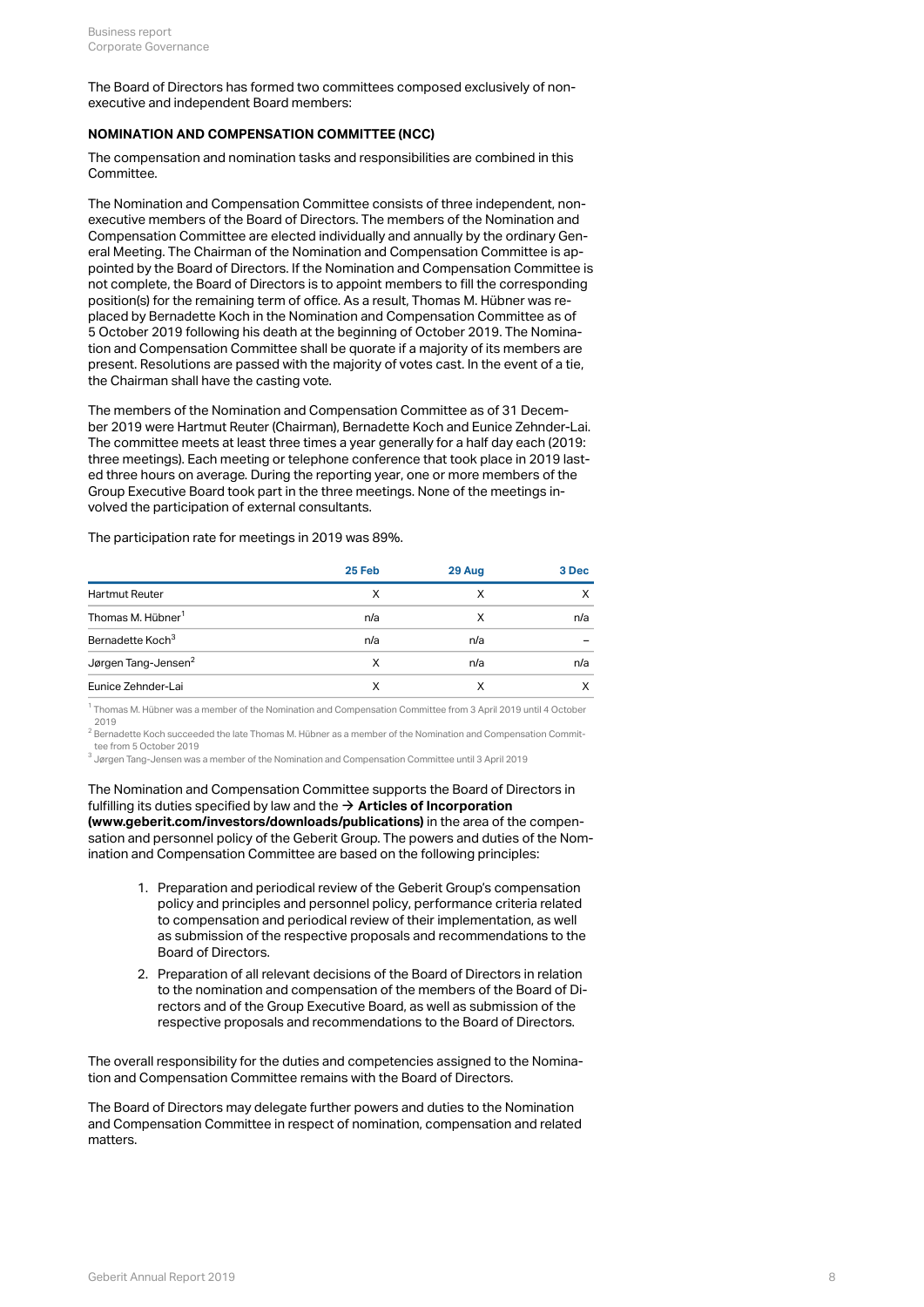The Board of Directors has formed two committees composed exclusively of non-executive and independent Board members:

**NOMINATION AND COMPENSATION COMMITTEE (NCC)**

The compensation and nomination tasks and responsibilities are combined in this Committee.

The Nomination and Compensation Committee consists of three independent, non-executive members of the Board of Directors. The members of the Nomination and Compensation Committee are elected individually and annually by the ordinary General Meeting. The Chairman of the Nomination and Compensation Committee is appointed by the Board of Directors. If the Nomination and Compensation Committee is not complete, the Board of Directors is to appoint members to fill the corresponding position(s) for the remaining term of office. As a result, Thomas M. Hübner was replaced by Bernadette Koch in the Nomination and Compensation Committee as of 5 October 2019 following his death at the beginning of October 2019. The Nomination and Compensation Committee shall be quorate if a majority of its members are present. Resolutions are passed with the majority of votes cast. In the event of a tie, the Chairman shall have the casting vote.

The members of the Nomination and Compensation Committee as of 31 December 2019 were Hartmut Reuter (Chairman), Bernadette Koch and Eunice Zehnder-Lai. The committee meets at least three times a year generally for a half day each (2019: three meetings). Each meeting or telephone conference that took place in 2019 lasted three hours on average. During the reporting year, one or more members of the Group Executive Board took part in the three meetings. None of the meetings involved the participation of external consultants.

The participation rate for meetings in 2019 was 89%.

| | 25 Feb | 29 Aug | 3 Dec |
|---|---|---|---|
| Hartmut Reuter | X | X | X |
| Thomas M. Hübner[1] | n/a | X | n/a |
| Bernadette Koch[3] | n/a | n/a | – |
| Jørgen Tang-Jensen[2] | X | n/a | n/a |
| Eunice Zehnder-Lai | X | X | X |

[1] Thomas M. Hübner was a member of the Nomination and Compensation Committee from 3 April 2019 until 4 October 2019

[2] Bernadette Koch succeeded the late Thomas M. Hübner as a member of the Nomination and Compensation Committee from 5 October 2019

[3] Jørgen Tang-Jensen was a member of the Nomination and Compensation Committee until 3 April 2019

The Nomination and Compensation Committee supports the Board of Directors in fulfilling its duties specified by law and the → **Articles of Incorporation (www.geberit.com/investors/downloads/publications)** in the area of the compensation and personnel policy of the Geberit Group. The powers and duties of the Nomination and Compensation Committee are based on the following principles:

1. Preparation and periodical review of the Geberit Group's compensation policy and principles and personnel policy, performance criteria related to compensation and periodical review of their implementation, as well as submission of the respective proposals and recommendations to the Board of Directors.
2. Preparation of all relevant decisions of the Board of Directors in relation to the nomination and compensation of the members of the Board of Directors and of the Group Executive Board, as well as submission of the respective proposals and recommendations to the Board of Directors.

The overall responsibility for the duties and competencies assigned to the Nomination and Compensation Committee remains with the Board of Directors.

The Board of Directors may delegate further powers and duties to the Nomination and Compensation Committee in respect of nomination, compensation and related matters.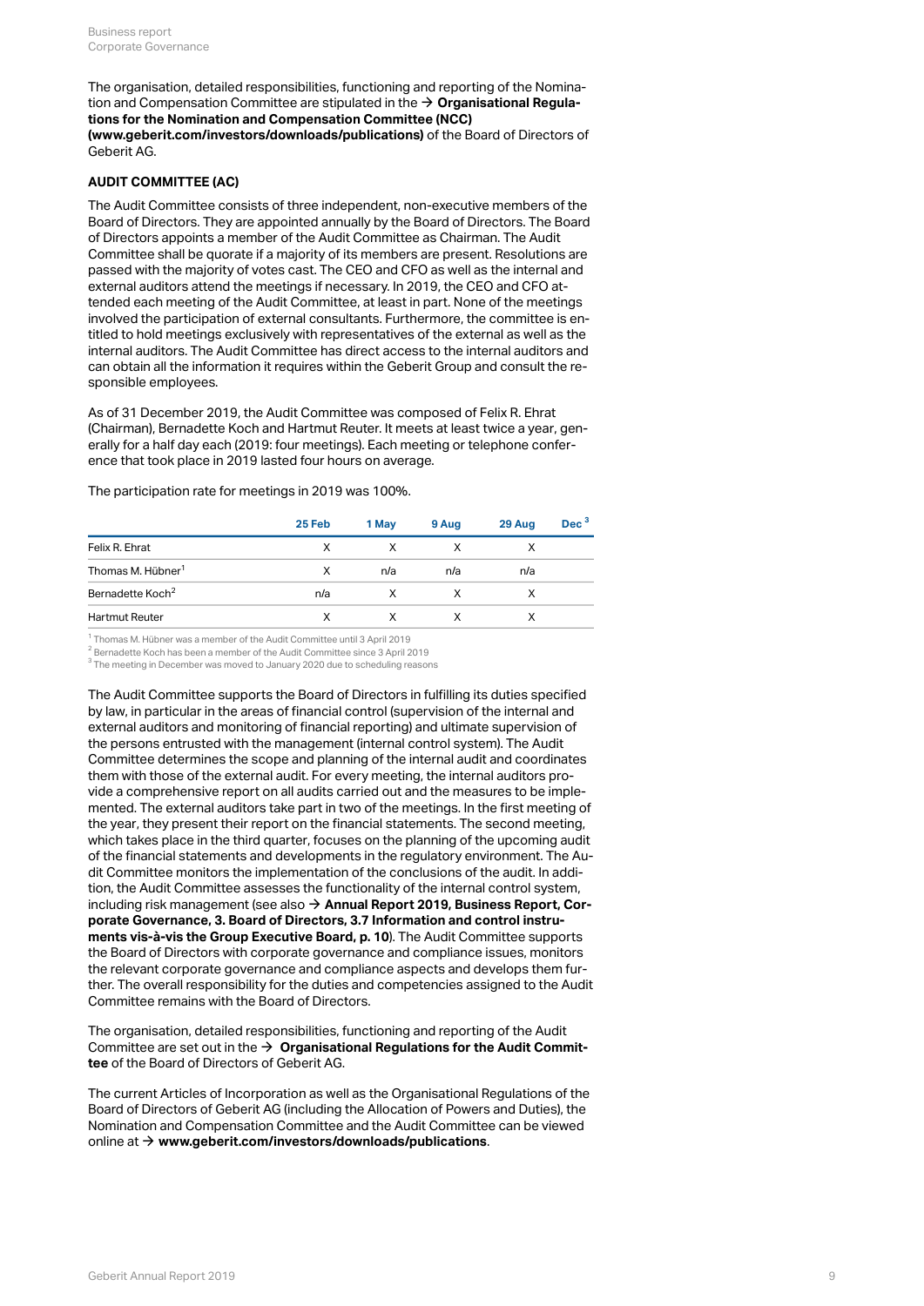The organisation, detailed responsibilities, functioning and reporting of the Nomination and Compensation Committee are stipulated in the → **Organisational Regulations for the Nomination and Compensation Committee (NCC) (www.geberit.com/investors/downloads/publications)** of the Board of Directors of Geberit AG.

### AUDIT COMMITTEE (AC)

The Audit Committee consists of three independent, non-executive members of the Board of Directors. They are appointed annually by the Board of Directors. The Board of Directors appoints a member of the Audit Committee as Chairman. The Audit Committee shall be quorate if a majority of its members are present. Resolutions are passed with the majority of votes cast. The CEO and CFO as well as the internal and external auditors attend the meetings if necessary. In 2019, the CEO and CFO attended each meeting of the Audit Committee, at least in part. None of the meetings involved the participation of external consultants. Furthermore, the committee is entitled to hold meetings exclusively with representatives of the external as well as the internal auditors. The Audit Committee has direct access to the internal auditors and can obtain all the information it requires within the Geberit Group and consult the responsible employees.

As of 31 December 2019, the Audit Committee was composed of Felix R. Ehrat (Chairman), Bernadette Koch and Hartmut Reuter. It meets at least twice a year, generally for a half day each (2019: four meetings). Each meeting or telephone conference that took place in 2019 lasted four hours on average.

The participation rate for meetings in 2019 was 100%.

| | 25 Feb | 1 May | 9 Aug | 29 Aug | Dec [3] |
|---|---|---|---|---|---|
| Felix R. Ehrat | X | X | X | X | |
| Thomas M. Hübner[1] | X | n/a | n/a | n/a | |
| Bernadette Koch[2] | n/a | X | X | X | |
| Hartmut Reuter | X | X | X | X | |

[1] Thomas M. Hübner was a member of the Audit Committee until 3 April 2019
[2] Bernadette Koch has been a member of the Audit Committee since 3 April 2019
[3] The meeting in December was moved to January 2020 due to scheduling reasons

The Audit Committee supports the Board of Directors in fulfilling its duties specified by law, in particular in the areas of financial control (supervision of the internal and external auditors and monitoring of financial reporting) and ultimate supervision of the persons entrusted with the management (internal control system). The Audit Committee determines the scope and planning of the internal audit and coordinates them with those of the external audit. For every meeting, the internal auditors provide a comprehensive report on all audits carried out and the measures to be implemented. The external auditors take part in two of the meetings. In the first meeting of the year, they present their report on the financial statements. The second meeting, which takes place in the third quarter, focuses on the planning of the upcoming audit of the financial statements and developments in the regulatory environment. The Audit Committee monitors the implementation of the conclusions of the audit. In addition, the Audit Committee assesses the functionality of the internal control system, including risk management (see also → **Annual Report 2019, Business Report, Corporate Governance, 3. Board of Directors, 3.7 Information and control instruments vis-à-vis the Group Executive Board, p. 10**). The Audit Committee supports the Board of Directors with corporate governance and compliance issues, monitors the relevant corporate governance and compliance aspects and develops them further. The overall responsibility for the duties and competencies assigned to the Audit Committee remains with the Board of Directors.

The organisation, detailed responsibilities, functioning and reporting of the Audit Committee are set out in the → **Organisational Regulations for the Audit Committee** of the Board of Directors of Geberit AG.

The current Articles of Incorporation as well as the Organisational Regulations of the Board of Directors of Geberit AG (including the Allocation of Powers and Duties), the Nomination and Compensation Committee and the Audit Committee can be viewed online at → **www.geberit.com/investors/downloads/publications**.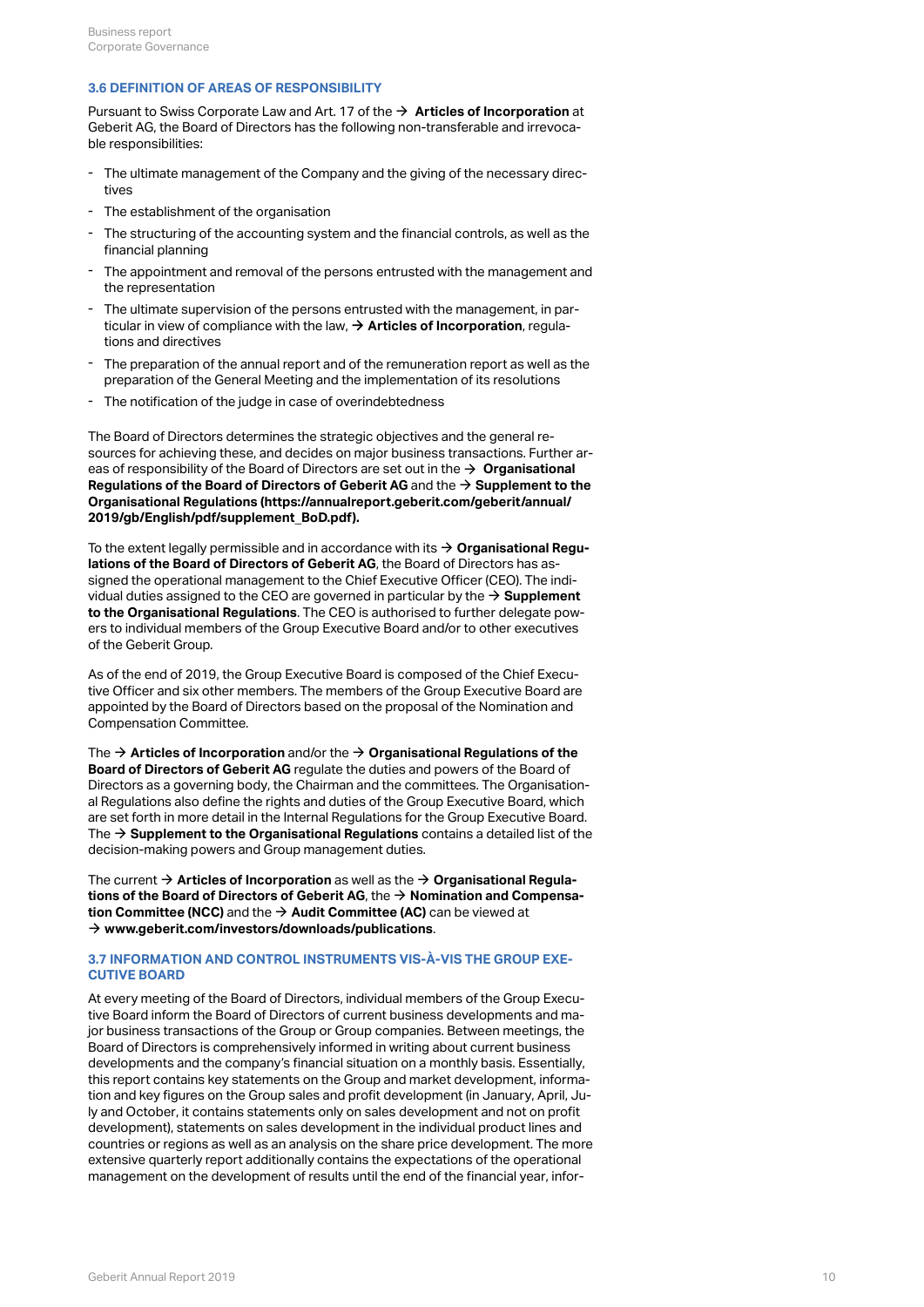### 3.6 DEFINITION OF AREAS OF RESPONSIBILITY

Pursuant to Swiss Corporate Law and Art. 17 of the → **Articles of Incorporation** at Geberit AG, the Board of Directors has the following non-transferable and irrevocable responsibilities:

- The ultimate management of the Company and the giving of the necessary directives
- The establishment of the organisation
- The structuring of the accounting system and the financial controls, as well as the financial planning
- The appointment and removal of the persons entrusted with the management and the representation
- The ultimate supervision of the persons entrusted with the management, in particular in view of compliance with the law, → **Articles of Incorporation**, regulations and directives
- The preparation of the annual report and of the remuneration report as well as the preparation of the General Meeting and the implementation of its resolutions
- The notification of the judge in case of overindebtedness

The Board of Directors determines the strategic objectives and the general resources for achieving these, and decides on major business transactions. Further areas of responsibility of the Board of Directors are set out in the → **Organisational Regulations of the Board of Directors of Geberit AG** and the → **Supplement to the Organisational Regulations (https://annualreport.geberit.com/geberit/annual/2019/gb/English/pdf/supplement_BoD.pdf).**

To the extent legally permissible and in accordance with its → **Organisational Regulations of the Board of Directors of Geberit AG**, the Board of Directors has assigned the operational management to the Chief Executive Officer (CEO). The individual duties assigned to the CEO are governed in particular by the → **Supplement to the Organisational Regulations**. The CEO is authorised to further delegate powers to individual members of the Group Executive Board and/or to other executives of the Geberit Group.

As of the end of 2019, the Group Executive Board is composed of the Chief Executive Officer and six other members. The members of the Group Executive Board are appointed by the Board of Directors based on the proposal of the Nomination and Compensation Committee.

The → **Articles of Incorporation** and/or the → **Organisational Regulations of the Board of Directors of Geberit AG** regulate the duties and powers of the Board of Directors as a governing body, the Chairman and the committees. The Organisational Regulations also define the rights and duties of the Group Executive Board, which are set forth in more detail in the Internal Regulations for the Group Executive Board. The → **Supplement to the Organisational Regulations** contains a detailed list of the decision-making powers and Group management duties.

The current → **Articles of Incorporation** as well as the → **Organisational Regulations of the Board of Directors of Geberit AG**, the → **Nomination and Compensation Committee (NCC)** and the → **Audit Committee (AC)** can be viewed at → **www.geberit.com/investors/downloads/publications**.

### 3.7 INFORMATION AND CONTROL INSTRUMENTS VIS-À-VIS THE GROUP EXECUTIVE BOARD

At every meeting of the Board of Directors, individual members of the Group Executive Board inform the Board of Directors of current business developments and major business transactions of the Group or Group companies. Between meetings, the Board of Directors is comprehensively informed in writing about current business developments and the company's financial situation on a monthly basis. Essentially, this report contains key statements on the Group and market development, information and key figures on the Group sales and profit development (in January, April, July and October, it contains statements only on sales development and not on profit development), statements on sales development in the individual product lines and countries or regions as well as an analysis on the share price development. The more extensive quarterly report additionally contains the expectations of the operational management on the development of results until the end of the financial year, infor-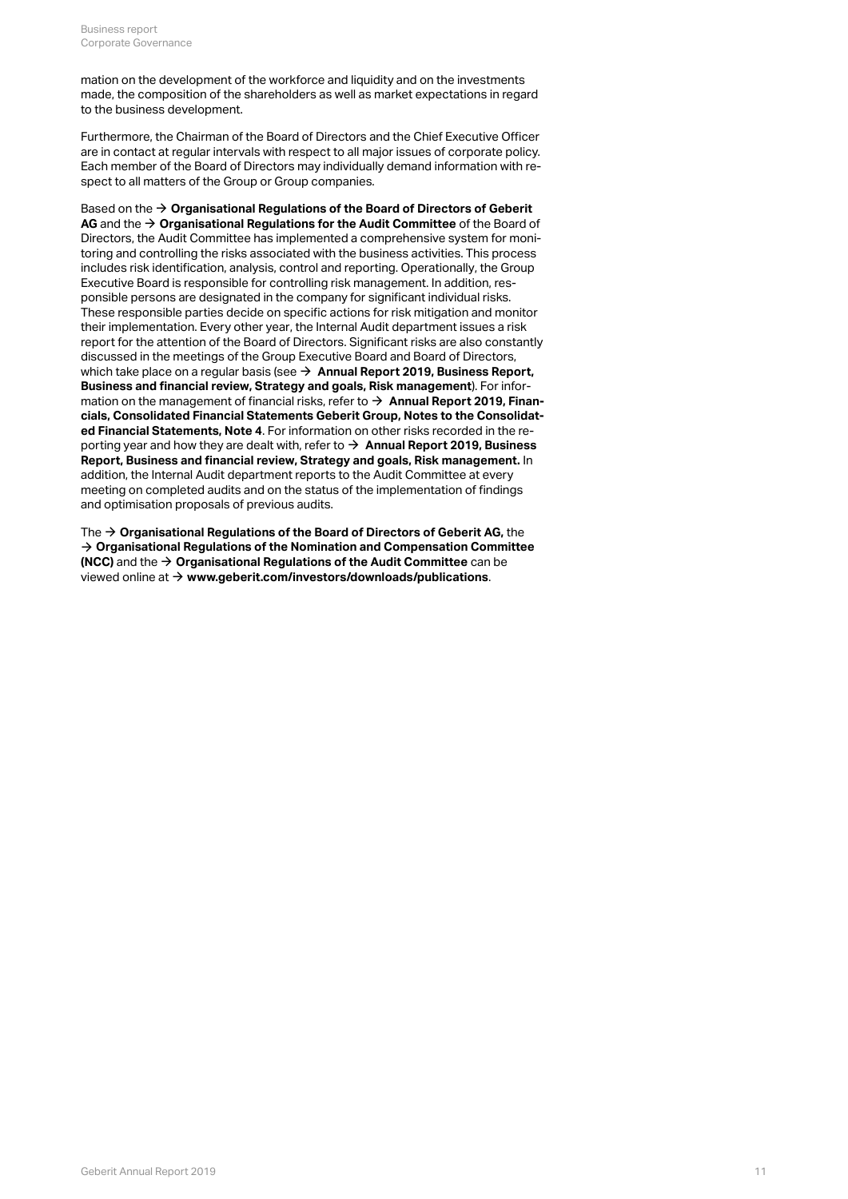mation on the development of the workforce and liquidity and on the investments made, the composition of the shareholders as well as market expectations in regard to the business development.

Furthermore, the Chairman of the Board of Directors and the Chief Executive Officer are in contact at regular intervals with respect to all major issues of corporate policy. Each member of the Board of Directors may individually demand information with respect to all matters of the Group or Group companies.

Based on the → **Organisational Regulations of the Board of Directors of Geberit AG** and the → **Organisational Regulations for the Audit Committee** of the Board of Directors, the Audit Committee has implemented a comprehensive system for monitoring and controlling the risks associated with the business activities. This process includes risk identification, analysis, control and reporting. Operationally, the Group Executive Board is responsible for controlling risk management. In addition, responsible persons are designated in the company for significant individual risks. These responsible parties decide on specific actions for risk mitigation and monitor their implementation. Every other year, the Internal Audit department issues a risk report for the attention of the Board of Directors. Significant risks are also constantly discussed in the meetings of the Group Executive Board and Board of Directors, which take place on a regular basis (see → **Annual Report 2019, Business Report, Business and financial review, Strategy and goals, Risk management**). For information on the management of financial risks, refer to → **Annual Report 2019, Financials, Consolidated Financial Statements Geberit Group, Notes to the Consolidated Financial Statements, Note 4**. For information on other risks recorded in the reporting year and how they are dealt with, refer to → **Annual Report 2019, Business Report, Business and financial review, Strategy and goals, Risk management.** In addition, the Internal Audit department reports to the Audit Committee at every meeting on completed audits and on the status of the implementation of findings and optimisation proposals of previous audits.

The → **Organisational Regulations of the Board of Directors of Geberit AG,** the → **Organisational Regulations of the Nomination and Compensation Committee (NCC)** and the → **Organisational Regulations of the Audit Committee** can be viewed online at → **www.geberit.com/investors/downloads/publications**.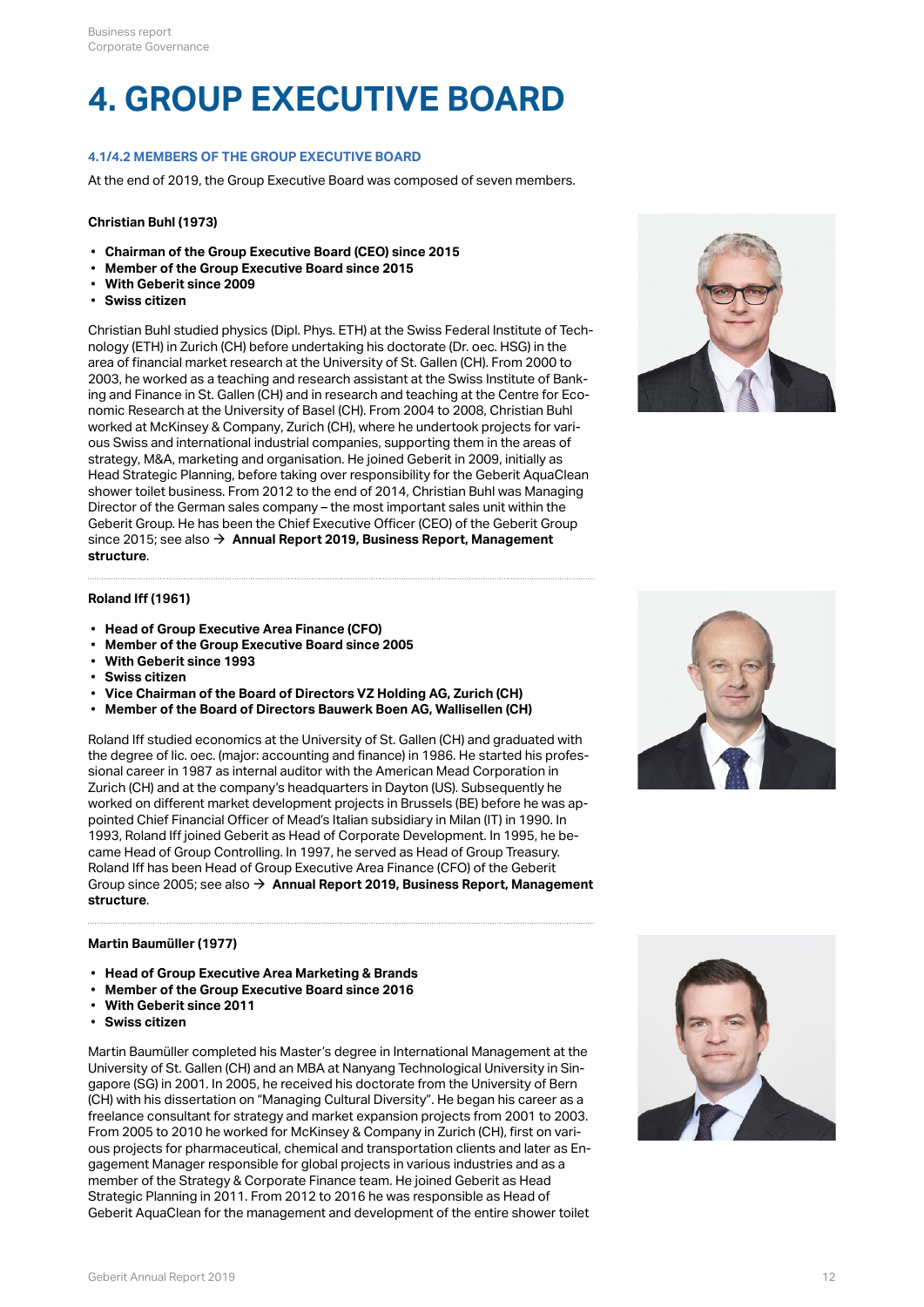# 4. GROUP EXECUTIVE BOARD

## 4.1/4.2 MEMBERS OF THE GROUP EXECUTIVE BOARD

At the end of 2019, the Group Executive Board was composed of seven members.

**Christian Buhl (1973)**

- **Chairman of the Group Executive Board (CEO) since 2015**
- **Member of the Group Executive Board since 2015**
- **With Geberit since 2009**
- **Swiss citizen**

Christian Buhl studied physics (Dipl. Phys. ETH) at the Swiss Federal Institute of Technology (ETH) in Zurich (CH) before undertaking his doctorate (Dr. oec. HSG) in the area of financial market research at the University of St. Gallen (CH). From 2000 to 2003, he worked as a teaching and research assistant at the Swiss Institute of Banking and Finance in St. Gallen (CH) and in research and teaching at the Centre for Economic Research at the University of Basel (CH). From 2004 to 2008, Christian Buhl worked at McKinsey & Company, Zurich (CH), where he undertook projects for various Swiss and international industrial companies, supporting them in the areas of strategy, M&A, marketing and organisation. He joined Geberit in 2009, initially as Head Strategic Planning, before taking over responsibility for the Geberit AquaClean shower toilet business. From 2012 to the end of 2014, Christian Buhl was Managing Director of the German sales company – the most important sales unit within the Geberit Group. He has been the Chief Executive Officer (CEO) of the Geberit Group since 2015; see also → **Annual Report 2019, Business Report, Management structure**.

**Roland Iff (1961)**

- **Head of Group Executive Area Finance (CFO)**
- **Member of the Group Executive Board since 2005**
- **With Geberit since 1993**
- **Swiss citizen**
- **Vice Chairman of the Board of Directors VZ Holding AG, Zurich (CH)**
- **Member of the Board of Directors Bauwerk Boen AG, Wallisellen (CH)**

Roland Iff studied economics at the University of St. Gallen (CH) and graduated with the degree of lic. oec. (major: accounting and finance) in 1986. He started his professional career in 1987 as internal auditor with the American Mead Corporation in Zurich (CH) and at the company's headquarters in Dayton (US). Subsequently he worked on different market development projects in Brussels (BE) before he was appointed Chief Financial Officer of Mead's Italian subsidiary in Milan (IT) in 1990. In 1993, Roland Iff joined Geberit as Head of Corporate Development. In 1995, he became Head of Group Controlling. In 1997, he served as Head of Group Treasury. Roland Iff has been Head of Group Executive Area Finance (CFO) of the Geberit Group since 2005; see also → **Annual Report 2019, Business Report, Management structure**.

**Martin Baumüller (1977)**

- **Head of Group Executive Area Marketing & Brands**
- **Member of the Group Executive Board since 2016**
- **With Geberit since 2011**
- **Swiss citizen**

Martin Baumüller completed his Master's degree in International Management at the University of St. Gallen (CH) and an MBA at Nanyang Technological University in Singapore (SG) in 2001. In 2005, he received his doctorate from the University of Bern (CH) with his dissertation on "Managing Cultural Diversity". He began his career as a freelance consultant for strategy and market expansion projects from 2001 to 2003. From 2005 to 2010 he worked for McKinsey & Company in Zurich (CH), first on various projects for pharmaceutical, chemical and transportation clients and later as Engagement Manager responsible for global projects in various industries and as a member of the Strategy & Corporate Finance team. He joined Geberit as Head Strategic Planning in 2011. From 2012 to 2016 he was responsible as Head of Geberit AquaClean for the management and development of the entire shower toilet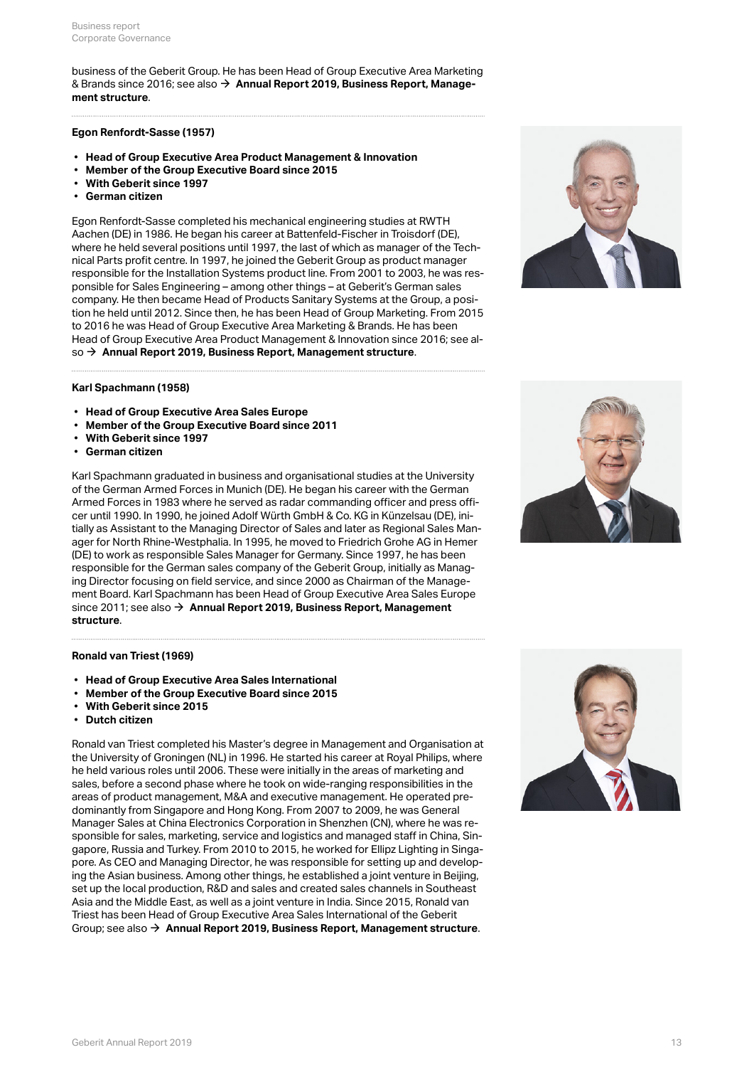business of the Geberit Group. He has been Head of Group Executive Area Marketing & Brands since 2016; see also → **Annual Report 2019, Business Report, Management structure**.

**Egon Renfordt-Sasse (1957)**

- **Head of Group Executive Area Product Management & Innovation**
- **Member of the Group Executive Board since 2015**
- **With Geberit since 1997**
- **German citizen**

Egon Renfordt-Sasse completed his mechanical engineering studies at RWTH Aachen (DE) in 1986. He began his career at Battenfeld-Fischer in Troisdorf (DE), where he held several positions until 1997, the last of which as manager of the Technical Parts profit centre. In 1997, he joined the Geberit Group as product manager responsible for the Installation Systems product line. From 2001 to 2003, he was responsible for Sales Engineering – among other things – at Geberit's German sales company. He then became Head of Products Sanitary Systems at the Group, a position he held until 2012. Since then, he has been Head of Group Marketing. From 2015 to 2016 he was Head of Group Executive Area Marketing & Brands. He has been Head of Group Executive Area Product Management & Innovation since 2016; see also → **Annual Report 2019, Business Report, Management structure**.

**Karl Spachmann (1958)**

- **Head of Group Executive Area Sales Europe**
- **Member of the Group Executive Board since 2011**
- **With Geberit since 1997**
- **German citizen**

Karl Spachmann graduated in business and organisational studies at the University of the German Armed Forces in Munich (DE). He began his career with the German Armed Forces in 1983 where he served as radar commanding officer and press officer until 1990. In 1990, he joined Adolf Würth GmbH & Co. KG in Künzelsau (DE), initially as Assistant to the Managing Director of Sales and later as Regional Sales Manager for North Rhine-Westphalia. In 1995, he moved to Friedrich Grohe AG in Hemer (DE) to work as responsible Sales Manager for Germany. Since 1997, he has been responsible for the German sales company of the Geberit Group, initially as Managing Director focusing on field service, and since 2000 as Chairman of the Management Board. Karl Spachmann has been Head of Group Executive Area Sales Europe since 2011; see also → **Annual Report 2019, Business Report, Management structure**.

**Ronald van Triest (1969)**

- **Head of Group Executive Area Sales International**
- **Member of the Group Executive Board since 2015**
- **With Geberit since 2015**
- **Dutch citizen**

Ronald van Triest completed his Master's degree in Management and Organisation at the University of Groningen (NL) in 1996. He started his career at Royal Philips, where he held various roles until 2006. These were initially in the areas of marketing and sales, before a second phase where he took on wide-ranging responsibilities in the areas of product management, M&A and executive management. He operated predominantly from Singapore and Hong Kong. From 2007 to 2009, he was General Manager Sales at China Electronics Corporation in Shenzhen (CN), where he was responsible for sales, marketing, service and logistics and managed staff in China, Singapore, Russia and Turkey. From 2010 to 2015, he worked for Ellipz Lighting in Singapore. As CEO and Managing Director, he was responsible for setting up and developing the Asian business. Among other things, he established a joint venture in Beijing, set up the local production, R&D and sales and created sales channels in Southeast Asia and the Middle East, as well as a joint venture in India. Since 2015, Ronald van Triest has been Head of Group Executive Area Sales International of the Geberit Group; see also → **Annual Report 2019, Business Report, Management structure**.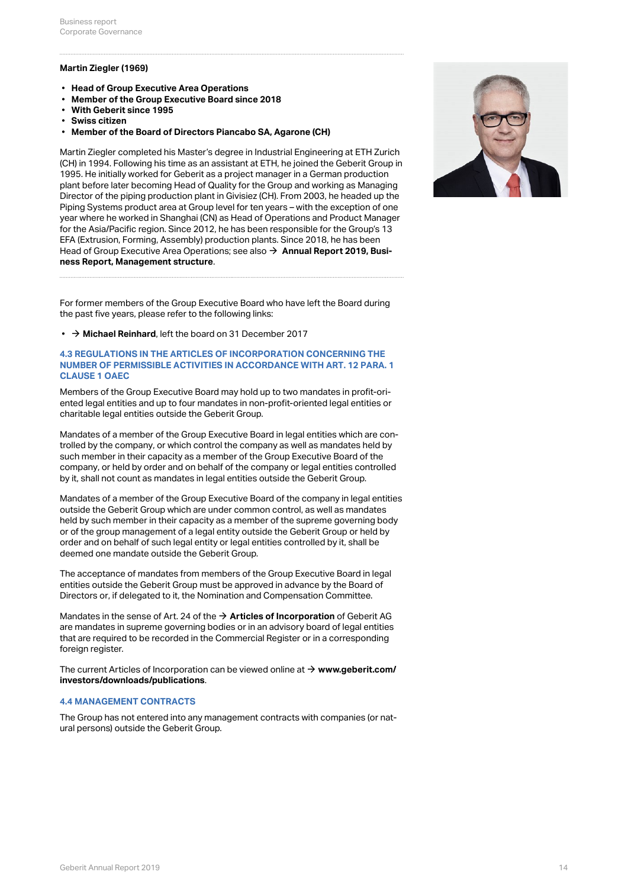**Martin Ziegler (1969)**

- **Head of Group Executive Area Operations**
- **Member of the Group Executive Board since 2018**
- **With Geberit since 1995**
- **Swiss citizen**
- **Member of the Board of Directors Piancabo SA, Agarone (CH)**

Martin Ziegler completed his Master's degree in Industrial Engineering at ETH Zurich (CH) in 1994. Following his time as an assistant at ETH, he joined the Geberit Group in 1995. He initially worked for Geberit as a project manager in a German production plant before later becoming Head of Quality for the Group and working as Managing Director of the piping production plant in Givisiez (CH). From 2003, he headed up the Piping Systems product area at Group level for ten years – with the exception of one year where he worked in Shanghai (CN) as Head of Operations and Product Manager for the Asia/Pacific region. Since 2012, he has been responsible for the Group's 13 EFA (Extrusion, Forming, Assembly) production plants. Since 2018, he has been Head of Group Executive Area Operations; see also → **Annual Report 2019, Business Report, Management structure**.

For former members of the Group Executive Board who have left the Board during the past five years, please refer to the following links:

- → **Michael Reinhard**, left the board on 31 December 2017

### 4.3 REGULATIONS IN THE ARTICLES OF INCORPORATION CONCERNING THE NUMBER OF PERMISSIBLE ACTIVITIES IN ACCORDANCE WITH ART. 12 PARA. 1 CLAUSE 1 OAEC

Members of the Group Executive Board may hold up to two mandates in profit-oriented legal entities and up to four mandates in non-profit-oriented legal entities or charitable legal entities outside the Geberit Group.

Mandates of a member of the Group Executive Board in legal entities which are controlled by the company, or which control the company as well as mandates held by such member in their capacity as a member of the Group Executive Board of the company, or held by order and on behalf of the company or legal entities controlled by it, shall not count as mandates in legal entities outside the Geberit Group.

Mandates of a member of the Group Executive Board of the company in legal entities outside the Geberit Group which are under common control, as well as mandates held by such member in their capacity as a member of the supreme governing body or of the group management of a legal entity outside the Geberit Group or held by order and on behalf of such legal entity or legal entities controlled by it, shall be deemed one mandate outside the Geberit Group.

The acceptance of mandates from members of the Group Executive Board in legal entities outside the Geberit Group must be approved in advance by the Board of Directors or, if delegated to it, the Nomination and Compensation Committee.

Mandates in the sense of Art. 24 of the → **Articles of Incorporation** of Geberit AG are mandates in supreme governing bodies or in an advisory board of legal entities that are required to be recorded in the Commercial Register or in a corresponding foreign register.

The current Articles of Incorporation can be viewed online at → **www.geberit.com/investors/downloads/publications**.

### 4.4 MANAGEMENT CONTRACTS

The Group has not entered into any management contracts with companies (or natural persons) outside the Geberit Group.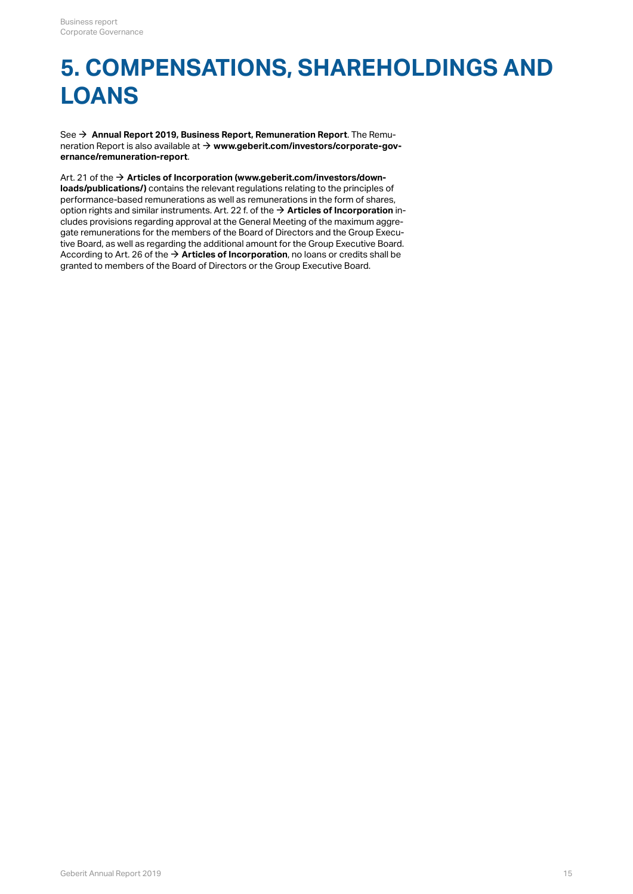# 5. COMPENSATIONS, SHAREHOLDINGS AND LOANS

See → **Annual Report 2019, Business Report, Remuneration Report**. The Remuneration Report is also available at → **www.geberit.com/investors/corporate-governance/remuneration-report**.

Art. 21 of the → **Articles of Incorporation (www.geberit.com/investors/downloads/publications/)** contains the relevant regulations relating to the principles of performance-based remunerations as well as remunerations in the form of shares, option rights and similar instruments. Art. 22 f. of the → **Articles of Incorporation** includes provisions regarding approval at the General Meeting of the maximum aggregate remunerations for the members of the Board of Directors and the Group Executive Board, as well as regarding the additional amount for the Group Executive Board. According to Art. 26 of the → **Articles of Incorporation**, no loans or credits shall be granted to members of the Board of Directors or the Group Executive Board.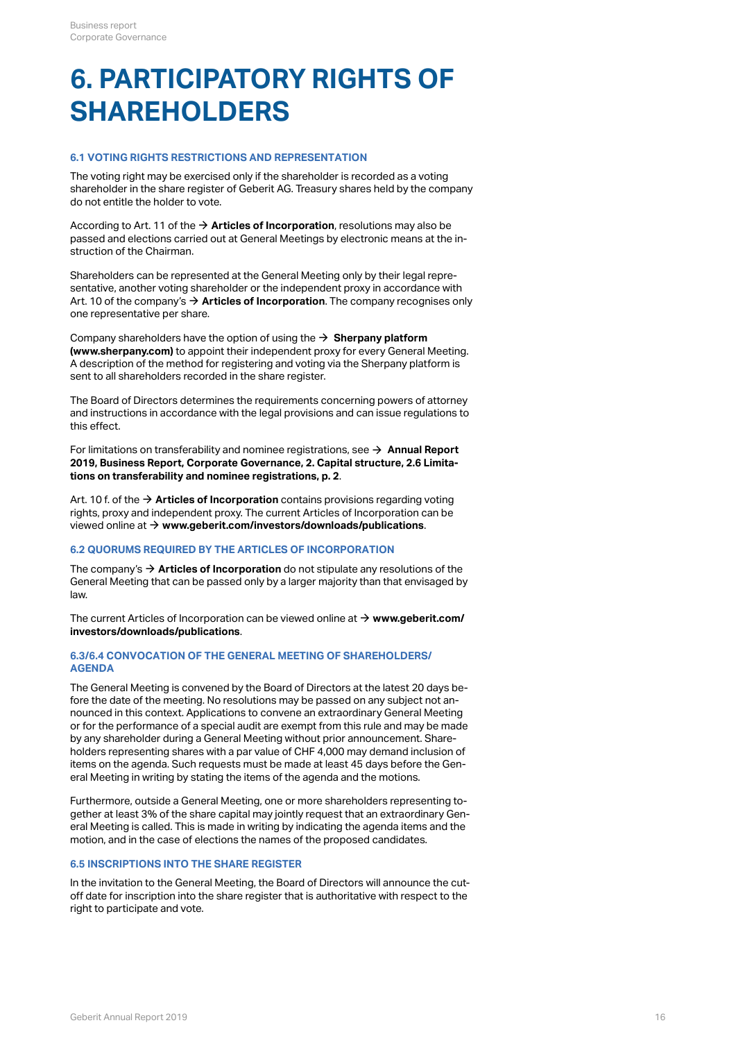# 6. PARTICIPATORY RIGHTS OF SHAREHOLDERS

### 6.1 VOTING RIGHTS RESTRICTIONS AND REPRESENTATION

The voting right may be exercised only if the shareholder is recorded as a voting shareholder in the share register of Geberit AG. Treasury shares held by the company do not entitle the holder to vote.

According to Art. 11 of the → **Articles of Incorporation**, resolutions may also be passed and elections carried out at General Meetings by electronic means at the instruction of the Chairman.

Shareholders can be represented at the General Meeting only by their legal representative, another voting shareholder or the independent proxy in accordance with Art. 10 of the company's → **Articles of Incorporation**. The company recognises only one representative per share.

Company shareholders have the option of using the → **Sherpany platform (www.sherpany.com)** to appoint their independent proxy for every General Meeting. A description of the method for registering and voting via the Sherpany platform is sent to all shareholders recorded in the share register.

The Board of Directors determines the requirements concerning powers of attorney and instructions in accordance with the legal provisions and can issue regulations to this effect.

For limitations on transferability and nominee registrations, see → **Annual Report 2019, Business Report, Corporate Governance, 2. Capital structure, 2.6 Limitations on transferability and nominee registrations, p. 2**.

Art. 10 f. of the → **Articles of Incorporation** contains provisions regarding voting rights, proxy and independent proxy. The current Articles of Incorporation can be viewed online at → **www.geberit.com/investors/downloads/publications**.

### 6.2 QUORUMS REQUIRED BY THE ARTICLES OF INCORPORATION

The company's → **Articles of Incorporation** do not stipulate any resolutions of the General Meeting that can be passed only by a larger majority than that envisaged by law.

The current Articles of Incorporation can be viewed online at → **www.geberit.com/investors/downloads/publications**.

### 6.3/6.4 CONVOCATION OF THE GENERAL MEETING OF SHAREHOLDERS/ AGENDA

The General Meeting is convened by the Board of Directors at the latest 20 days before the date of the meeting. No resolutions may be passed on any subject not announced in this context. Applications to convene an extraordinary General Meeting or for the performance of a special audit are exempt from this rule and may be made by any shareholder during a General Meeting without prior announcement. Shareholders representing shares with a par value of CHF 4,000 may demand inclusion of items on the agenda. Such requests must be made at least 45 days before the General Meeting in writing by stating the items of the agenda and the motions.

Furthermore, outside a General Meeting, one or more shareholders representing together at least 3% of the share capital may jointly request that an extraordinary General Meeting is called. This is made in writing by indicating the agenda items and the motion, and in the case of elections the names of the proposed candidates.

### 6.5 INSCRIPTIONS INTO THE SHARE REGISTER

In the invitation to the General Meeting, the Board of Directors will announce the cut-off date for inscription into the share register that is authoritative with respect to the right to participate and vote.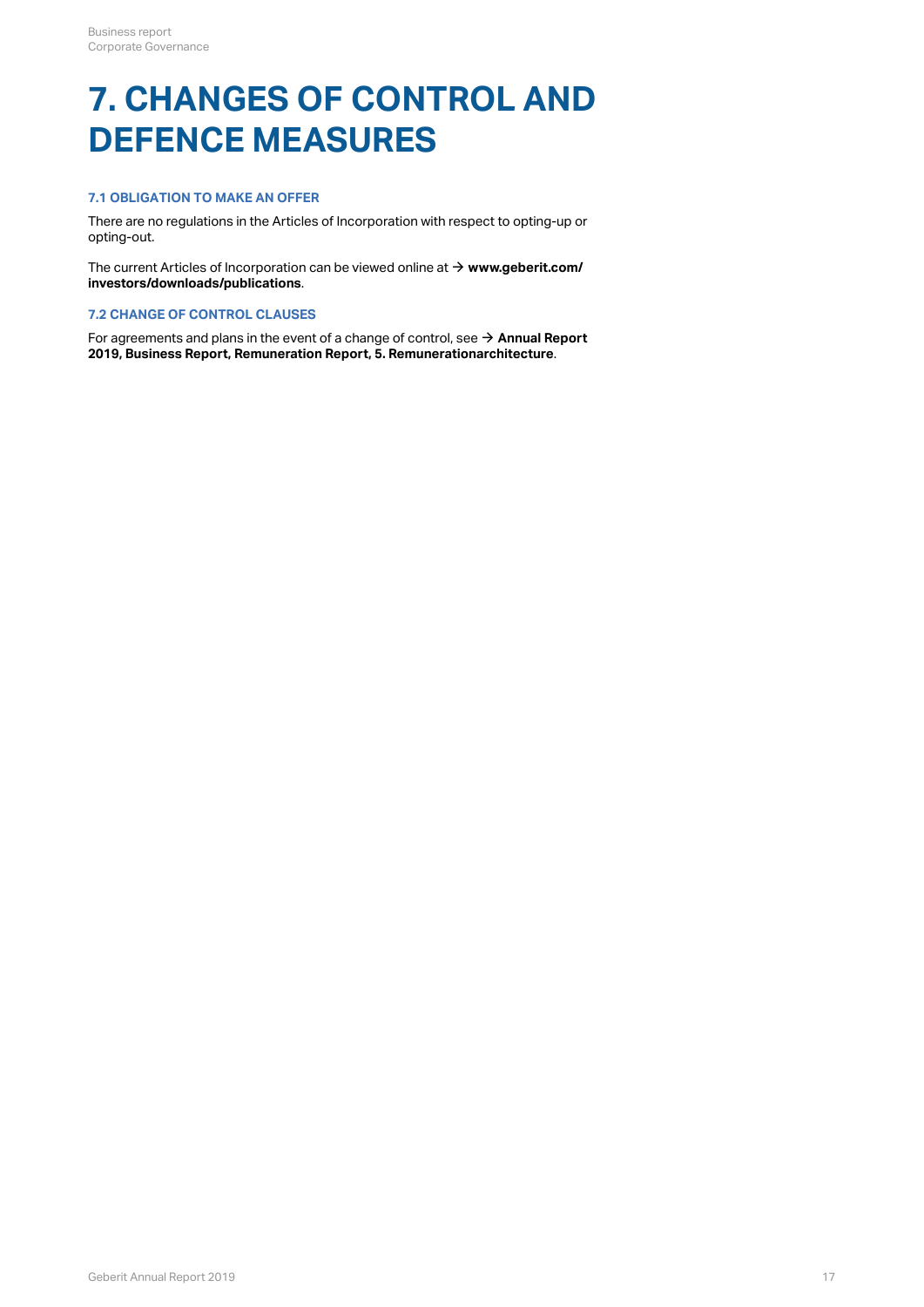# 7. CHANGES OF CONTROL AND DEFENCE MEASURES

### 7.1 OBLIGATION TO MAKE AN OFFER

There are no regulations in the Articles of Incorporation with respect to opting-up or opting-out.

The current Articles of Incorporation can be viewed online at → **www.geberit.com/investors/downloads/publications**.

### 7.2 CHANGE OF CONTROL CLAUSES

For agreements and plans in the event of a change of control, see → **Annual Report 2019, Business Report, Remuneration Report, 5. Remunerationarchitecture**.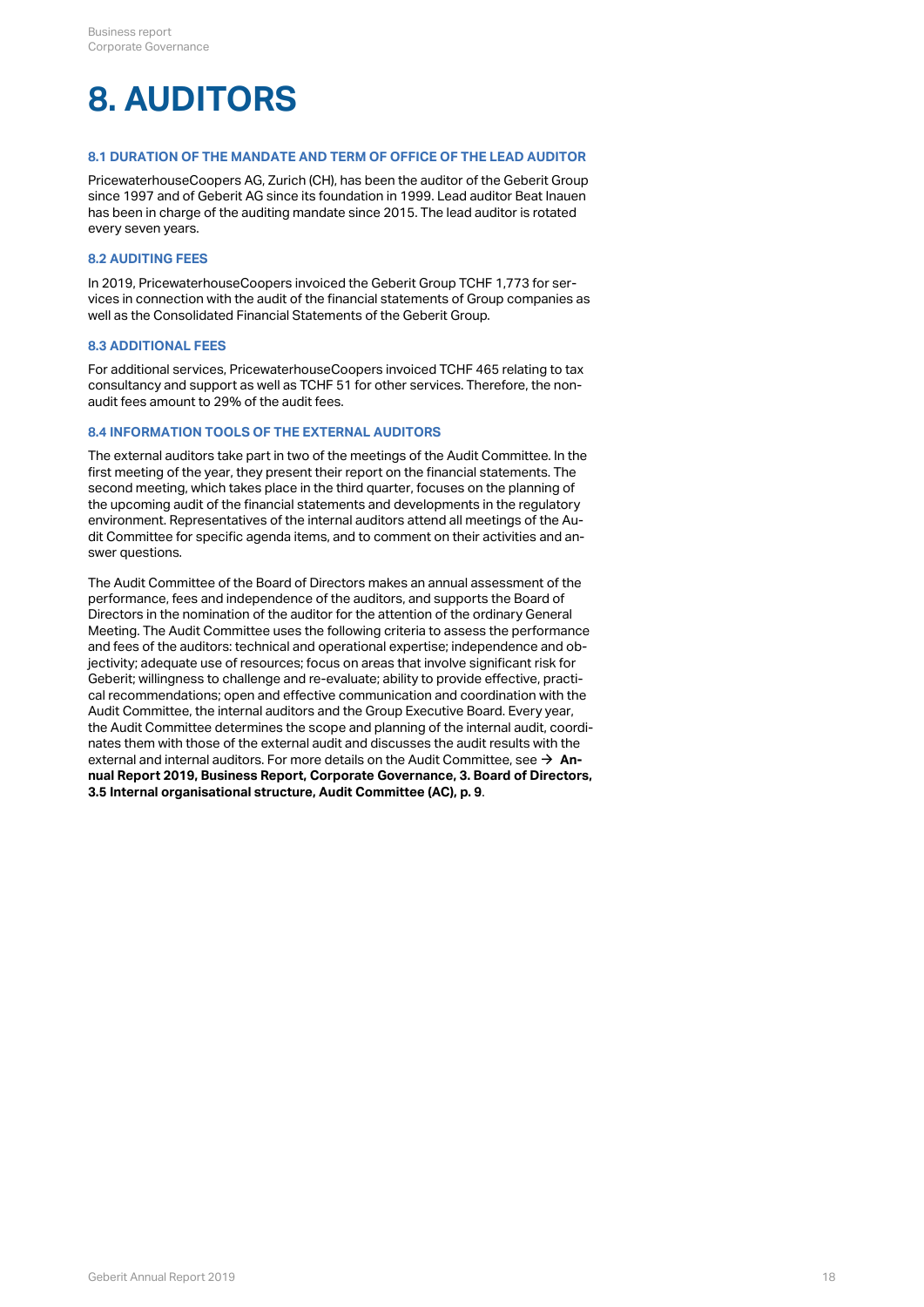# 8. AUDITORS

### 8.1 DURATION OF THE MANDATE AND TERM OF OFFICE OF THE LEAD AUDITOR

PricewaterhouseCoopers AG, Zurich (CH), has been the auditor of the Geberit Group since 1997 and of Geberit AG since its foundation in 1999. Lead auditor Beat Inauen has been in charge of the auditing mandate since 2015. The lead auditor is rotated every seven years.

### 8.2 AUDITING FEES

In 2019, PricewaterhouseCoopers invoiced the Geberit Group TCHF 1,773 for services in connection with the audit of the financial statements of Group companies as well as the Consolidated Financial Statements of the Geberit Group.

### 8.3 ADDITIONAL FEES

For additional services, PricewaterhouseCoopers invoiced TCHF 465 relating to tax consultancy and support as well as TCHF 51 for other services. Therefore, the non-audit fees amount to 29% of the audit fees.

### 8.4 INFORMATION TOOLS OF THE EXTERNAL AUDITORS

The external auditors take part in two of the meetings of the Audit Committee. In the first meeting of the year, they present their report on the financial statements. The second meeting, which takes place in the third quarter, focuses on the planning of the upcoming audit of the financial statements and developments in the regulatory environment. Representatives of the internal auditors attend all meetings of the Audit Committee for specific agenda items, and to comment on their activities and answer questions.

The Audit Committee of the Board of Directors makes an annual assessment of the performance, fees and independence of the auditors, and supports the Board of Directors in the nomination of the auditor for the attention of the ordinary General Meeting. The Audit Committee uses the following criteria to assess the performance and fees of the auditors: technical and operational expertise; independence and objectivity; adequate use of resources; focus on areas that involve significant risk for Geberit; willingness to challenge and re-evaluate; ability to provide effective, practical recommendations; open and effective communication and coordination with the Audit Committee, the internal auditors and the Group Executive Board. Every year, the Audit Committee determines the scope and planning of the internal audit, coordinates them with those of the external audit and discusses the audit results with the external and internal auditors. For more details on the Audit Committee, see → **Annual Report 2019, Business Report, Corporate Governance, 3. Board of Directors, 3.5 Internal organisational structure, Audit Committee (AC), p. 9**.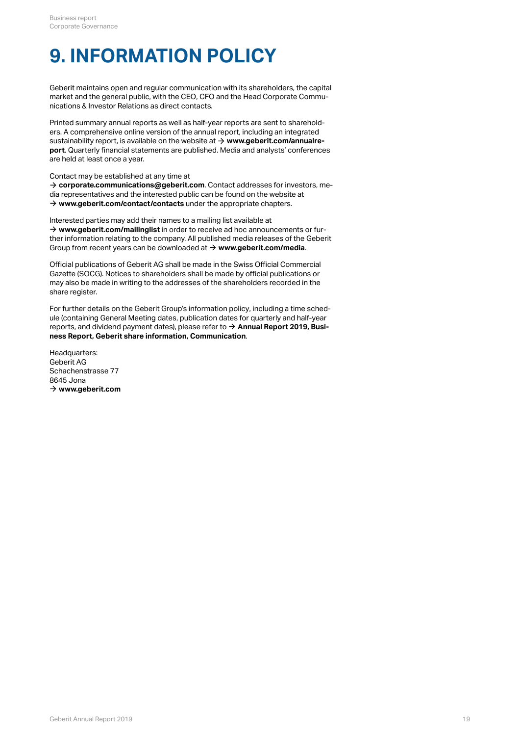# 9. INFORMATION POLICY

Geberit maintains open and regular communication with its shareholders, the capital market and the general public, with the CEO, CFO and the Head Corporate Communications & Investor Relations as direct contacts.

Printed summary annual reports as well as half-year reports are sent to shareholders. A comprehensive online version of the annual report, including an integrated sustainability report, is available on the website at → **www.geberit.com/annualreport**. Quarterly financial statements are published. Media and analysts' conferences are held at least once a year.

Contact may be established at any time at → **corporate.communications@geberit.com**. Contact addresses for investors, media representatives and the interested public can be found on the website at → **www.geberit.com/contact/contacts** under the appropriate chapters.

Interested parties may add their names to a mailing list available at → **www.geberit.com/mailinglist** in order to receive ad hoc announcements or further information relating to the company. All published media releases of the Geberit Group from recent years can be downloaded at → **www.geberit.com/media**.

Official publications of Geberit AG shall be made in the Swiss Official Commercial Gazette (SOCG). Notices to shareholders shall be made by official publications or may also be made in writing to the addresses of the shareholders recorded in the share register.

For further details on the Geberit Group's information policy, including a time schedule (containing General Meeting dates, publication dates for quarterly and half-year reports, and dividend payment dates), please refer to → **Annual Report 2019, Business Report, Geberit share information, Communication**.

Headquarters:
Geberit AG
Schachenstrasse 77
8645 Jona
→ **www.geberit.com**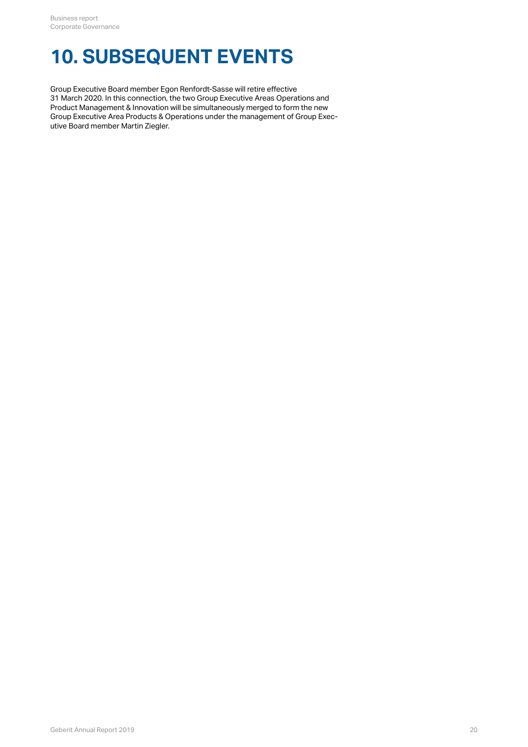# 10. SUBSEQUENT EVENTS

Group Executive Board member Egon Renfordt-Sasse will retire effective 31 March 2020. In this connection, the two Group Executive Areas Operations and Product Management & Innovation will be simultaneously merged to form the new Group Executive Area Products & Operations under the management of Group Executive Board member Martin Ziegler.